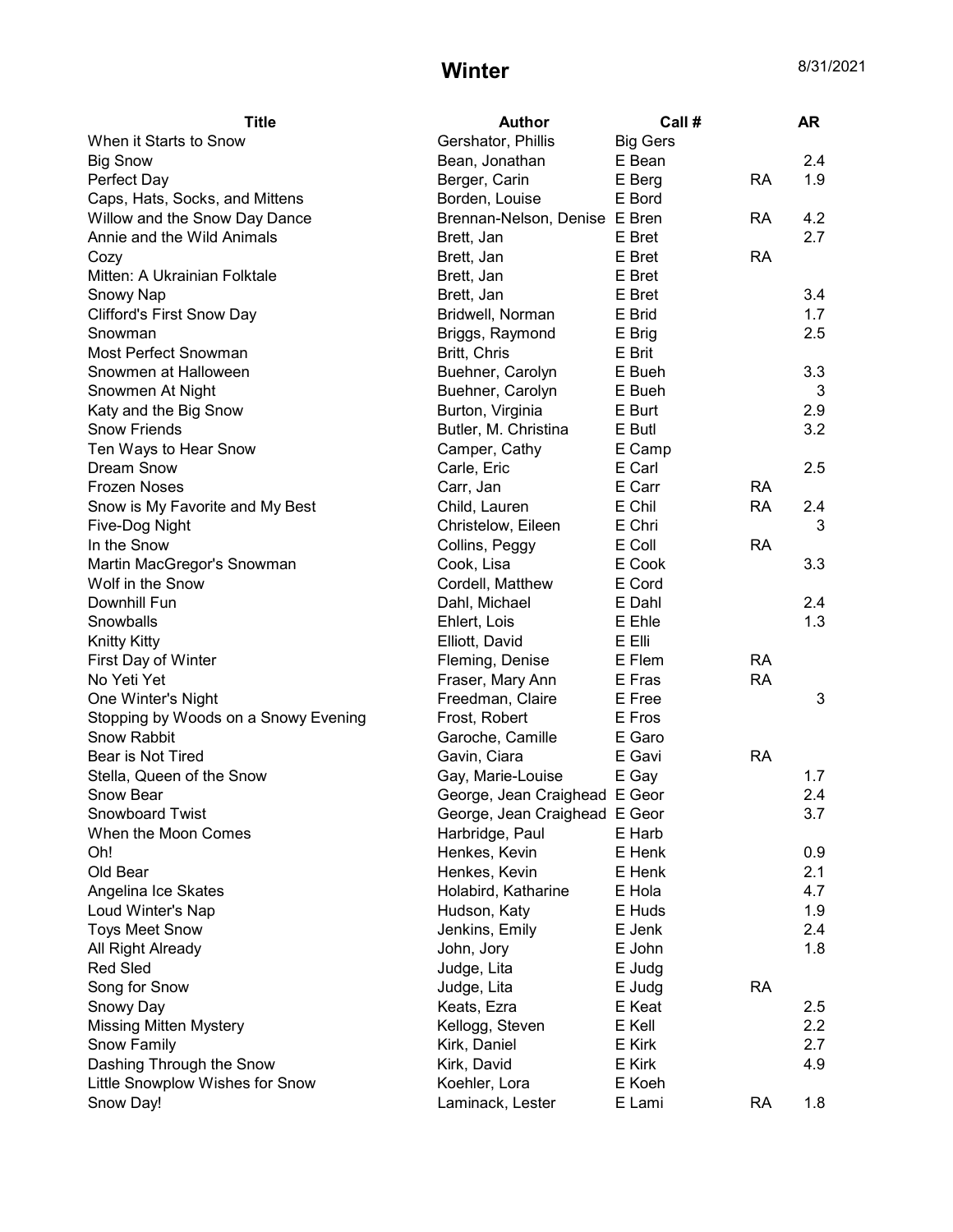# Winter

8/31/2021

| Title | Author | Call # | | AR |
|---|---|---|---|---|
| When it Starts to Snow | Gershator, Phillis | Big Gers | | |
| Big Snow | Bean, Jonathan | E Bean | | 2.4 |
| Perfect Day | Berger, Carin | E Berg | RA | 1.9 |
| Caps, Hats, Socks, and Mittens | Borden, Louise | E Bord | | |
| Willow and the Snow Day Dance | Brennan-Nelson, Denise | E Bren | RA | 4.2 |
| Annie and the Wild Animals | Brett, Jan | E Bret | | 2.7 |
| Cozy | Brett, Jan | E Bret | RA | |
| Mitten: A Ukrainian Folktale | Brett, Jan | E Bret | | |
| Snowy Nap | Brett, Jan | E Bret | | 3.4 |
| Clifford's First Snow Day | Bridwell, Norman | E Brid | | 1.7 |
| Snowman | Briggs, Raymond | E Brig | | 2.5 |
| Most Perfect Snowman | Britt, Chris | E Brit | | |
| Snowmen at Halloween | Buehner, Carolyn | E Bueh | | 3.3 |
| Snowmen At Night | Buehner, Carolyn | E Bueh | | 3 |
| Katy and the Big Snow | Burton, Virginia | E Burt | | 2.9 |
| Snow Friends | Butler, M. Christina | E Butl | | 3.2 |
| Ten Ways to Hear Snow | Camper, Cathy | E Camp | | |
| Dream Snow | Carle, Eric | E Carl | | 2.5 |
| Frozen Noses | Carr, Jan | E Carr | RA | |
| Snow is My Favorite and My Best | Child, Lauren | E Chil | RA | 2.4 |
| Five-Dog Night | Christelow, Eileen | E Chri | | 3 |
| In the Snow | Collins, Peggy | E Coll | RA | |
| Martin MacGregor's Snowman | Cook, Lisa | E Cook | | 3.3 |
| Wolf in the Snow | Cordell, Matthew | E Cord | | |
| Downhill Fun | Dahl, Michael | E Dahl | | 2.4 |
| Snowballs | Ehlert, Lois | E Ehle | | 1.3 |
| Knitty Kitty | Elliott, David | E Elli | | |
| First Day of Winter | Fleming, Denise | E Flem | RA | |
| No Yeti Yet | Fraser, Mary Ann | E Fras | RA | |
| One Winter's Night | Freedman, Claire | E Free | | 3 |
| Stopping by Woods on a Snowy Evening | Frost, Robert | E Fros | | |
| Snow Rabbit | Garoche, Camille | E Garo | | |
| Bear is Not Tired | Gavin, Ciara | E Gavi | RA | |
| Stella, Queen of the Snow | Gay, Marie-Louise | E Gay | | 1.7 |
| Snow Bear | George, Jean Craighead | E Geor | | 2.4 |
| Snowboard Twist | George, Jean Craighead | E Geor | | 3.7 |
| When the Moon Comes | Harbridge, Paul | E Harb | | |
| Oh! | Henkes, Kevin | E Henk | | 0.9 |
| Old Bear | Henkes, Kevin | E Henk | | 2.1 |
| Angelina Ice Skates | Holabird, Katharine | E Hola | | 4.7 |
| Loud Winter's Nap | Hudson, Katy | E Huds | | 1.9 |
| Toys Meet Snow | Jenkins, Emily | E Jenk | | 2.4 |
| All Right Already | John, Jory | E John | | 1.8 |
| Red Sled | Judge, Lita | E Judg | | |
| Song for Snow | Judge, Lita | E Judg | RA | |
| Snowy Day | Keats, Ezra | E Keat | | 2.5 |
| Missing Mitten Mystery | Kellogg, Steven | E Kell | | 2.2 |
| Snow Family | Kirk, Daniel | E Kirk | | 2.7 |
| Dashing Through the Snow | Kirk, David | E Kirk | | 4.9 |
| Little Snowplow Wishes for Snow | Koehler, Lora | E Koeh | | |
| Snow Day! | Laminack, Lester | E Lami | RA | 1.8 |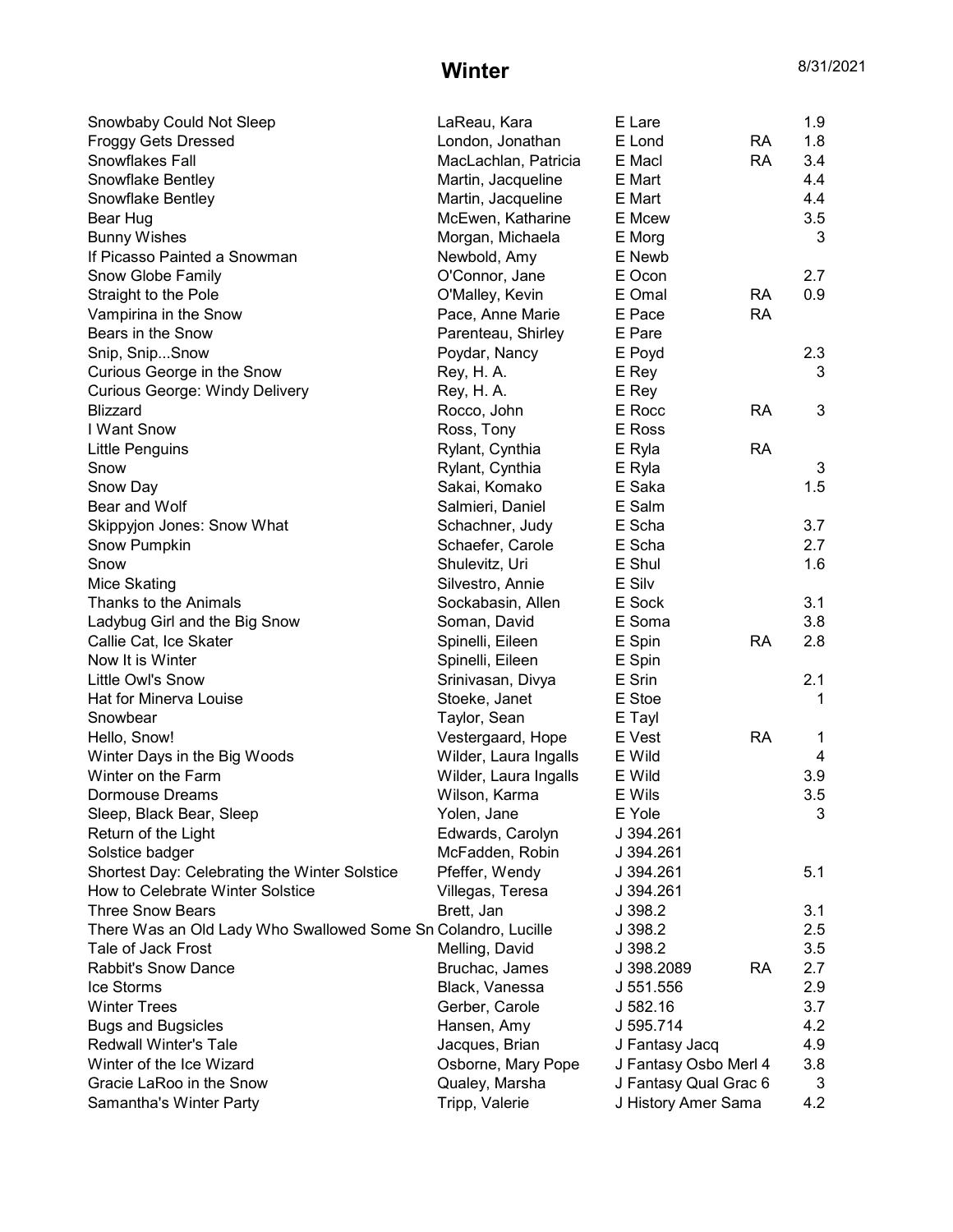# Winter

8/31/2021

| Title | Author | Call Number | RA | Level |
|---|---|---|---|---|
| Snowbaby Could Not Sleep | LaReau, Kara | E Lare | | 1.9 |
| Froggy Gets Dressed | London, Jonathan | E Lond | RA | 1.8 |
| Snowflakes Fall | MacLachlan, Patricia | E Macl | RA | 3.4 |
| Snowflake Bentley | Martin, Jacqueline | E Mart | | 4.4 |
| Snowflake Bentley | Martin, Jacqueline | E Mart | | 4.4 |
| Bear Hug | McEwen, Katharine | E Mcew | | 3.5 |
| Bunny Wishes | Morgan, Michaela | E Morg | | 3 |
| If Picasso Painted a Snowman | Newbold, Amy | E Newb | | |
| Snow Globe Family | O'Connor, Jane | E Ocon | | 2.7 |
| Straight to the Pole | O'Malley, Kevin | E Omal | RA | 0.9 |
| Vampirina in the Snow | Pace, Anne Marie | E Pace | RA | |
| Bears in the Snow | Parenteau, Shirley | E Pare | | |
| Snip, Snip...Snow | Poydar, Nancy | E Poyd | | 2.3 |
| Curious George in the Snow | Rey, H. A. | E Rey | | 3 |
| Curious George: Windy Delivery | Rey, H. A. | E Rey | | |
| Blizzard | Rocco, John | E Rocc | RA | 3 |
| I Want Snow | Ross, Tony | E Ross | | |
| Little Penguins | Rylant, Cynthia | E Ryla | RA | |
| Snow | Rylant, Cynthia | E Ryla | | 3 |
| Snow Day | Sakai, Komako | E Saka | | 1.5 |
| Bear and Wolf | Salmieri, Daniel | E Salm | | |
| Skippyjon Jones: Snow What | Schachner, Judy | E Scha | | 3.7 |
| Snow Pumpkin | Schaefer, Carole | E Scha | | 2.7 |
| Snow | Shulevitz, Uri | E Shul | | 1.6 |
| Mice Skating | Silvestro, Annie | E Silv | | |
| Thanks to the Animals | Sockabasin, Allen | E Sock | | 3.1 |
| Ladybug Girl and the Big Snow | Soman, David | E Soma | | 3.8 |
| Callie Cat, Ice Skater | Spinelli, Eileen | E Spin | RA | 2.8 |
| Now It is Winter | Spinelli, Eileen | E Spin | | |
| Little Owl's Snow | Srinivasan, Divya | E Srin | | 2.1 |
| Hat for Minerva Louise | Stoeke, Janet | E Stoe | | 1 |
| Snowbear | Taylor, Sean | E Tayl | | |
| Hello, Snow! | Vestergaard, Hope | E Vest | RA | 1 |
| Winter Days in the Big Woods | Wilder, Laura Ingalls | E Wild | | 4 |
| Winter on the Farm | Wilder, Laura Ingalls | E Wild | | 3.9 |
| Dormouse Dreams | Wilson, Karma | E Wils | | 3.5 |
| Sleep, Black Bear, Sleep | Yolen, Jane | E Yole | | 3 |
| Return of the Light | Edwards, Carolyn | J 394.261 | | |
| Solstice badger | McFadden, Robin | J 394.261 | | |
| Shortest Day: Celebrating the Winter Solstice | Pfeffer, Wendy | J 394.261 | | 5.1 |
| How to Celebrate Winter Solstice | Villegas, Teresa | J 394.261 | | |
| Three Snow Bears | Brett, Jan | J 398.2 | | 3.1 |
| There Was an Old Lady Who Swallowed Some Sn | Colandro, Lucille | J 398.2 | | 2.5 |
| Tale of Jack Frost | Melling, David | J 398.2 | | 3.5 |
| Rabbit's Snow Dance | Bruchac, James | J 398.2089 | RA | 2.7 |
| Ice Storms | Black, Vanessa | J 551.556 | | 2.9 |
| Winter Trees | Gerber, Carole | J 582.16 | | 3.7 |
| Bugs and Bugsicles | Hansen, Amy | J 595.714 | | 4.2 |
| Redwall Winter's Tale | Jacques, Brian | J Fantasy Jacq | | 4.9 |
| Winter of the Ice Wizard | Osborne, Mary Pope | J Fantasy Osbo Merl 4 | | 3.8 |
| Gracie LaRoo in the Snow | Qualey, Marsha | J Fantasy Qual Grac 6 | | 3 |
| Samantha's Winter Party | Tripp, Valerie | J History Amer Sama | | 4.2 |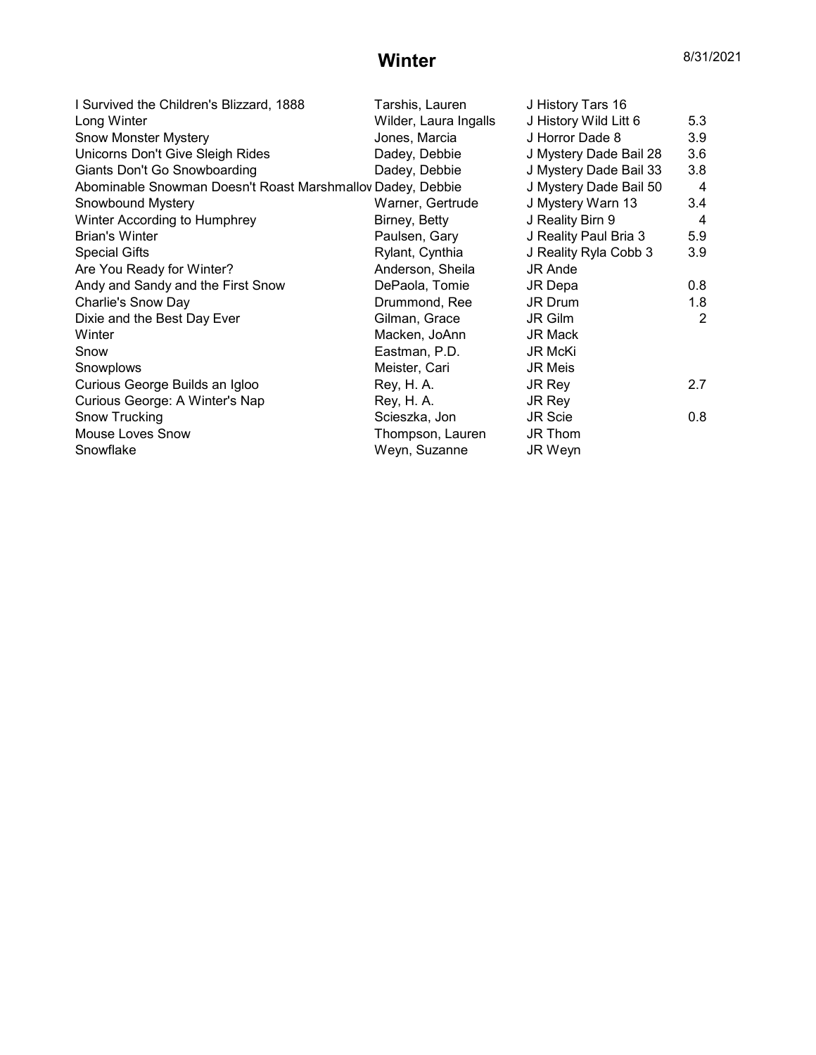# Winter

8/31/2021

| | | | |
|---|---|---|---|
| I Survived the Children's Blizzard, 1888 | Tarshis, Lauren | J History Tars 16 | |
| Long Winter | Wilder, Laura Ingalls | J History Wild Litt 6 | 5.3 |
| Snow Monster Mystery | Jones, Marcia | J Horror Dade 8 | 3.9 |
| Unicorns Don't Give Sleigh Rides | Dadey, Debbie | J Mystery Dade Bail 28 | 3.6 |
| Giants Don't Go Snowboarding | Dadey, Debbie | J Mystery Dade Bail 33 | 3.8 |
| Abominable Snowman Doesn't Roast Marshmallov | Dadey, Debbie | J Mystery Dade Bail 50 | 4 |
| Snowbound Mystery | Warner, Gertrude | J Mystery Warn 13 | 3.4 |
| Winter According to Humphrey | Birney, Betty | J Reality Birn 9 | 4 |
| Brian's Winter | Paulsen, Gary | J Reality Paul Bria 3 | 5.9 |
| Special Gifts | Rylant, Cynthia | J Reality Ryla Cobb 3 | 3.9 |
| Are You Ready for Winter? | Anderson, Sheila | JR Ande | |
| Andy and Sandy and the First Snow | DePaola, Tomie | JR Depa | 0.8 |
| Charlie's Snow Day | Drummond, Ree | JR Drum | 1.8 |
| Dixie and the Best Day Ever | Gilman, Grace | JR Gilm | 2 |
| Winter | Macken, JoAnn | JR Mack | |
| Snow | Eastman, P.D. | JR McKi | |
| Snowplows | Meister, Cari | JR Meis | |
| Curious George Builds an Igloo | Rey, H. A. | JR Rey | 2.7 |
| Curious George: A Winter's Nap | Rey, H. A. | JR Rey | |
| Snow Trucking | Scieszka, Jon | JR Scie | 0.8 |
| Mouse Loves Snow | Thompson, Lauren | JR Thom | |
| Snowflake | Weyn, Suzanne | JR Weyn | |